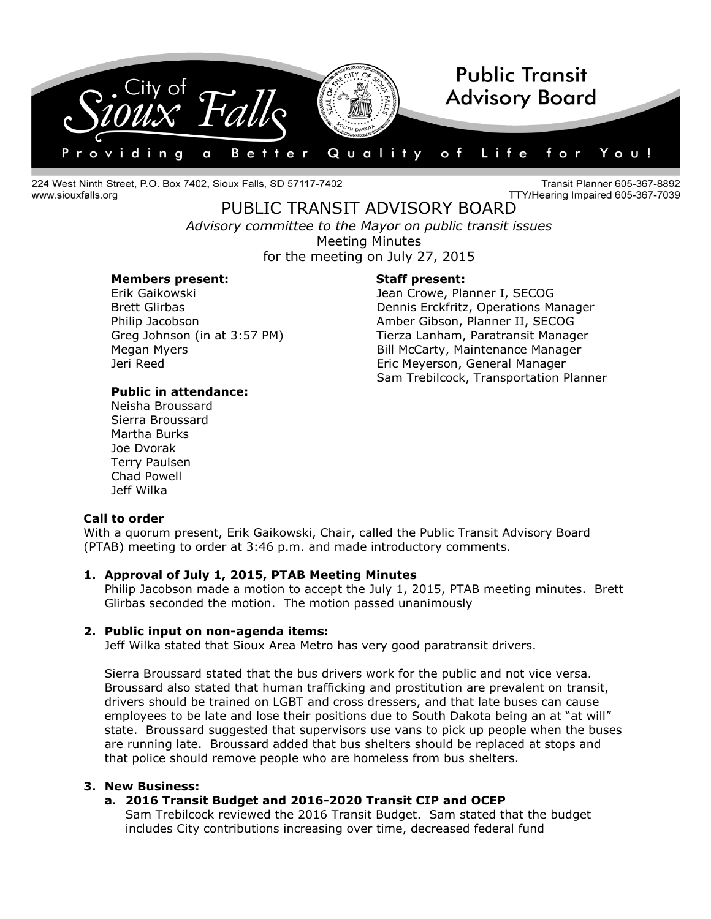City of Sioux Falls — Public Transit Advisory Board

Providing a Better Quality of Life for You!

224 West Ninth Street, P.O. Box 7402, Sioux Falls, SD 57117-7402
www.siouxfalls.org

Transit Planner 605-367-8892
TTY/Hearing Impaired 605-367-7039

# PUBLIC TRANSIT ADVISORY BOARD

*Advisory committee to the Mayor on public transit issues*

Meeting Minutes

for the meeting on July 27, 2015

**Members present:**
Erik Gaikowski
Brett Glirbas
Philip Jacobson
Greg Johnson (in at 3:57 PM)
Megan Myers
Jeri Reed

**Staff present:**
Jean Crowe, Planner I, SECOG
Dennis Erckfritz, Operations Manager
Amber Gibson, Planner II, SECOG
Tierza Lanham, Paratransit Manager
Bill McCarty, Maintenance Manager
Eric Meyerson, General Manager
Sam Trebilcock, Transportation Planner

**Public in attendance:**
Neisha Broussard
Sierra Broussard
Martha Burks
Joe Dvorak
Terry Paulsen
Chad Powell
Jeff Wilka

**Call to order**

With a quorum present, Erik Gaikowski, Chair, called the Public Transit Advisory Board (PTAB) meeting to order at 3:46 p.m. and made introductory comments.

1. **Approval of July 1, 2015, PTAB Meeting Minutes**

   Philip Jacobson made a motion to accept the July 1, 2015, PTAB meeting minutes. Brett Glirbas seconded the motion. The motion passed unanimously

2. **Public input on non-agenda items:**

   Jeff Wilka stated that Sioux Area Metro has very good paratransit drivers.

   Sierra Broussard stated that the bus drivers work for the public and not vice versa. Broussard also stated that human trafficking and prostitution are prevalent on transit, drivers should be trained on LGBT and cross dressers, and that late buses can cause employees to be late and lose their positions due to South Dakota being an at "at will" state. Broussard suggested that supervisors use vans to pick up people when the buses are running late. Broussard added that bus shelters should be replaced at stops and that police should remove people who are homeless from bus shelters.

3. **New Business:**

   a. **2016 Transit Budget and 2016-2020 Transit CIP and OCEP**

      Sam Trebilcock reviewed the 2016 Transit Budget. Sam stated that the budget includes City contributions increasing over time, decreased federal fund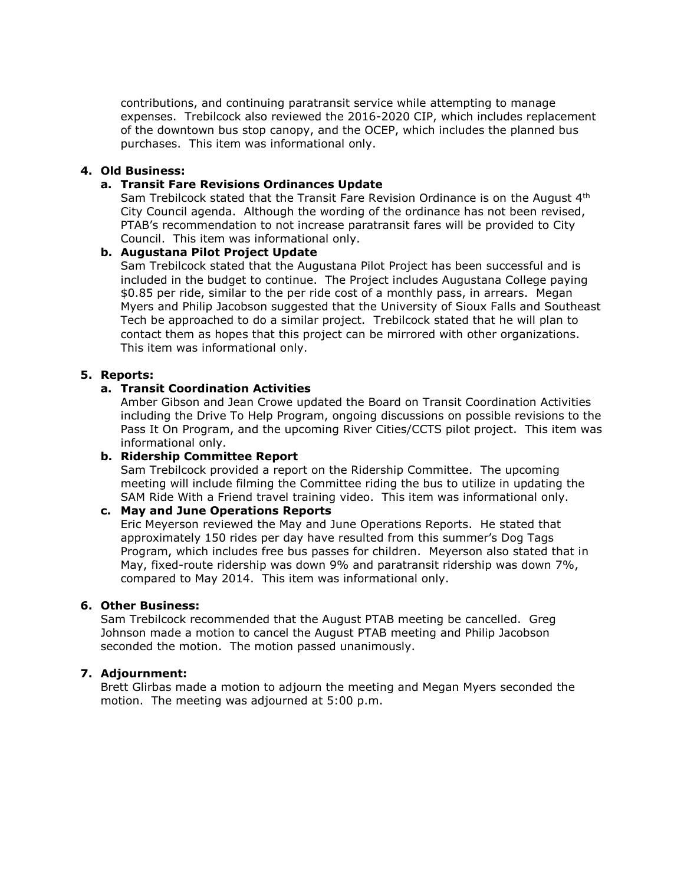contributions, and continuing paratransit service while attempting to manage expenses. Trebilcock also reviewed the 2016-2020 CIP, which includes replacement of the downtown bus stop canopy, and the OCEP, which includes the planned bus purchases. This item was informational only.

**4. Old Business:**

**a. Transit Fare Revisions Ordinances Update**

Sam Trebilcock stated that the Transit Fare Revision Ordinance is on the August 4th City Council agenda. Although the wording of the ordinance has not been revised, PTAB's recommendation to not increase paratransit fares will be provided to City Council. This item was informational only.

**b. Augustana Pilot Project Update**

Sam Trebilcock stated that the Augustana Pilot Project has been successful and is included in the budget to continue. The Project includes Augustana College paying $0.85 per ride, similar to the per ride cost of a monthly pass, in arrears. Megan Myers and Philip Jacobson suggested that the University of Sioux Falls and Southeast Tech be approached to do a similar project. Trebilcock stated that he will plan to contact them as hopes that this project can be mirrored with other organizations. This item was informational only.

**5. Reports:**

**a. Transit Coordination Activities**

Amber Gibson and Jean Crowe updated the Board on Transit Coordination Activities including the Drive To Help Program, ongoing discussions on possible revisions to the Pass It On Program, and the upcoming River Cities/CCTS pilot project. This item was informational only.

**b. Ridership Committee Report**

Sam Trebilcock provided a report on the Ridership Committee. The upcoming meeting will include filming the Committee riding the bus to utilize in updating the SAM Ride With a Friend travel training video. This item was informational only.

**c. May and June Operations Reports**

Eric Meyerson reviewed the May and June Operations Reports. He stated that approximately 150 rides per day have resulted from this summer's Dog Tags Program, which includes free bus passes for children. Meyerson also stated that in May, fixed-route ridership was down 9% and paratransit ridership was down 7%, compared to May 2014. This item was informational only.

**6. Other Business:**

Sam Trebilcock recommended that the August PTAB meeting be cancelled. Greg Johnson made a motion to cancel the August PTAB meeting and Philip Jacobson seconded the motion. The motion passed unanimously.

**7. Adjournment:**

Brett Glirbas made a motion to adjourn the meeting and Megan Myers seconded the motion. The meeting was adjourned at 5:00 p.m.